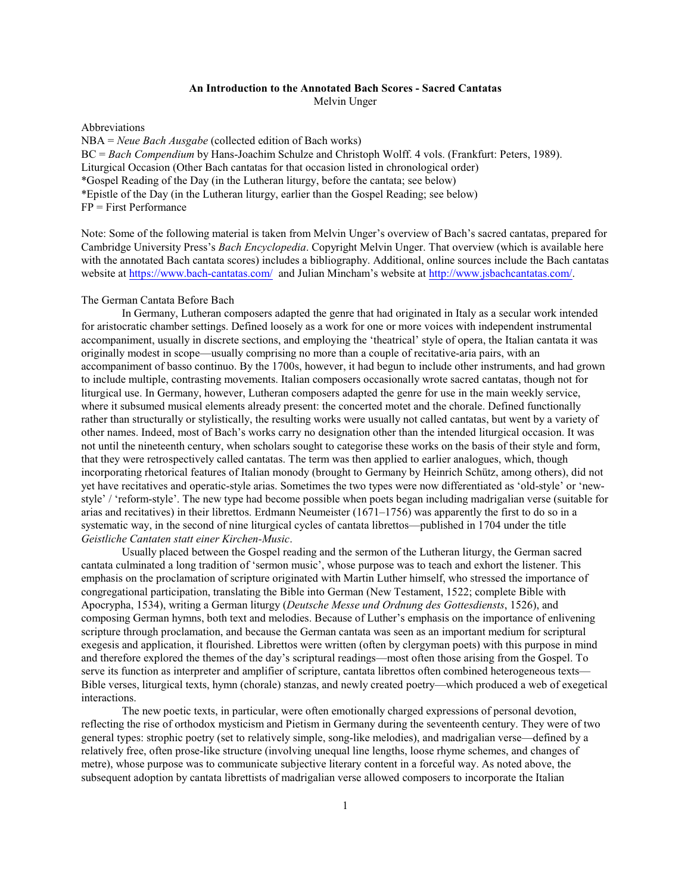# An Introduction to the Annotated Bach Scores - Sacred Cantatas

Melvin Unger

Abbreviations

NBA = *Neue Bach Ausgabe* (collected edition of Bach works)
BC = *Bach Compendium* by Hans-Joachim Schulze and Christoph Wolff. 4 vols. (Frankfurt: Peters, 1989).
Liturgical Occasion (Other Bach cantatas for that occasion listed in chronological order)
*Gospel Reading of the Day (in the Lutheran liturgy, before the cantata; see below)
*Epistle of the Day (in the Lutheran liturgy, earlier than the Gospel Reading; see below)
FP = First Performance

Note: Some of the following material is taken from Melvin Unger's overview of Bach's sacred cantatas, prepared for Cambridge University Press's *Bach Encyclopedia*. Copyright Melvin Unger. That overview (which is available here with the annotated Bach cantata scores) includes a bibliography. Additional, online sources include the Bach cantatas website at https://www.bach-cantatas.com/ and Julian Mincham's website at http://www.jsbachcantatas.com/.

## The German Cantata Before Bach

In Germany, Lutheran composers adapted the genre that had originated in Italy as a secular work intended for aristocratic chamber settings. Defined loosely as a work for one or more voices with independent instrumental accompaniment, usually in discrete sections, and employing the 'theatrical' style of opera, the Italian cantata it was originally modest in scope—usually comprising no more than a couple of recitative-aria pairs, with an accompaniment of basso continuo. By the 1700s, however, it had begun to include other instruments, and had grown to include multiple, contrasting movements. Italian composers occasionally wrote sacred cantatas, though not for liturgical use. In Germany, however, Lutheran composers adapted the genre for use in the main weekly service, where it subsumed musical elements already present: the concerted motet and the chorale. Defined functionally rather than structurally or stylistically, the resulting works were usually not called cantatas, but went by a variety of other names. Indeed, most of Bach's works carry no designation other than the intended liturgical occasion. It was not until the nineteenth century, when scholars sought to categorise these works on the basis of their style and form, that they were retrospectively called cantatas. The term was then applied to earlier analogues, which, though incorporating rhetorical features of Italian monody (brought to Germany by Heinrich Schütz, among others), did not yet have recitatives and operatic-style arias. Sometimes the two types were now differentiated as 'old-style' or 'new-style' / 'reform-style'. The new type had become possible when poets began including madrigalian verse (suitable for arias and recitatives) in their librettos. Erdmann Neumeister (1671–1756) was apparently the first to do so in a systematic way, in the second of nine liturgical cycles of cantata librettos—published in 1704 under the title *Geistliche Cantaten statt einer Kirchen-Music*.

Usually placed between the Gospel reading and the sermon of the Lutheran liturgy, the German sacred cantata culminated a long tradition of 'sermon music', whose purpose was to teach and exhort the listener. This emphasis on the proclamation of scripture originated with Martin Luther himself, who stressed the importance of congregational participation, translating the Bible into German (New Testament, 1522; complete Bible with Apocrypha, 1534), writing a German liturgy (*Deutsche Messe und Ordnung des Gottesdiensts*, 1526), and composing German hymns, both text and melodies. Because of Luther's emphasis on the importance of enlivening scripture through proclamation, and because the German cantata was seen as an important medium for scriptural exegesis and application, it flourished. Librettos were written (often by clergyman poets) with this purpose in mind and therefore explored the themes of the day's scriptural readings—most often those arising from the Gospel. To serve its function as interpreter and amplifier of scripture, cantata librettos often combined heterogeneous texts—Bible verses, liturgical texts, hymn (chorale) stanzas, and newly created poetry—which produced a web of exegetical interactions.

The new poetic texts, in particular, were often emotionally charged expressions of personal devotion, reflecting the rise of orthodox mysticism and Pietism in Germany during the seventeenth century. They were of two general types: strophic poetry (set to relatively simple, song-like melodies), and madrigalian verse—defined by a relatively free, often prose-like structure (involving unequal line lengths, loose rhyme schemes, and changes of metre), whose purpose was to communicate subjective literary content in a forceful way. As noted above, the subsequent adoption by cantata librettists of madrigalian verse allowed composers to incorporate the Italian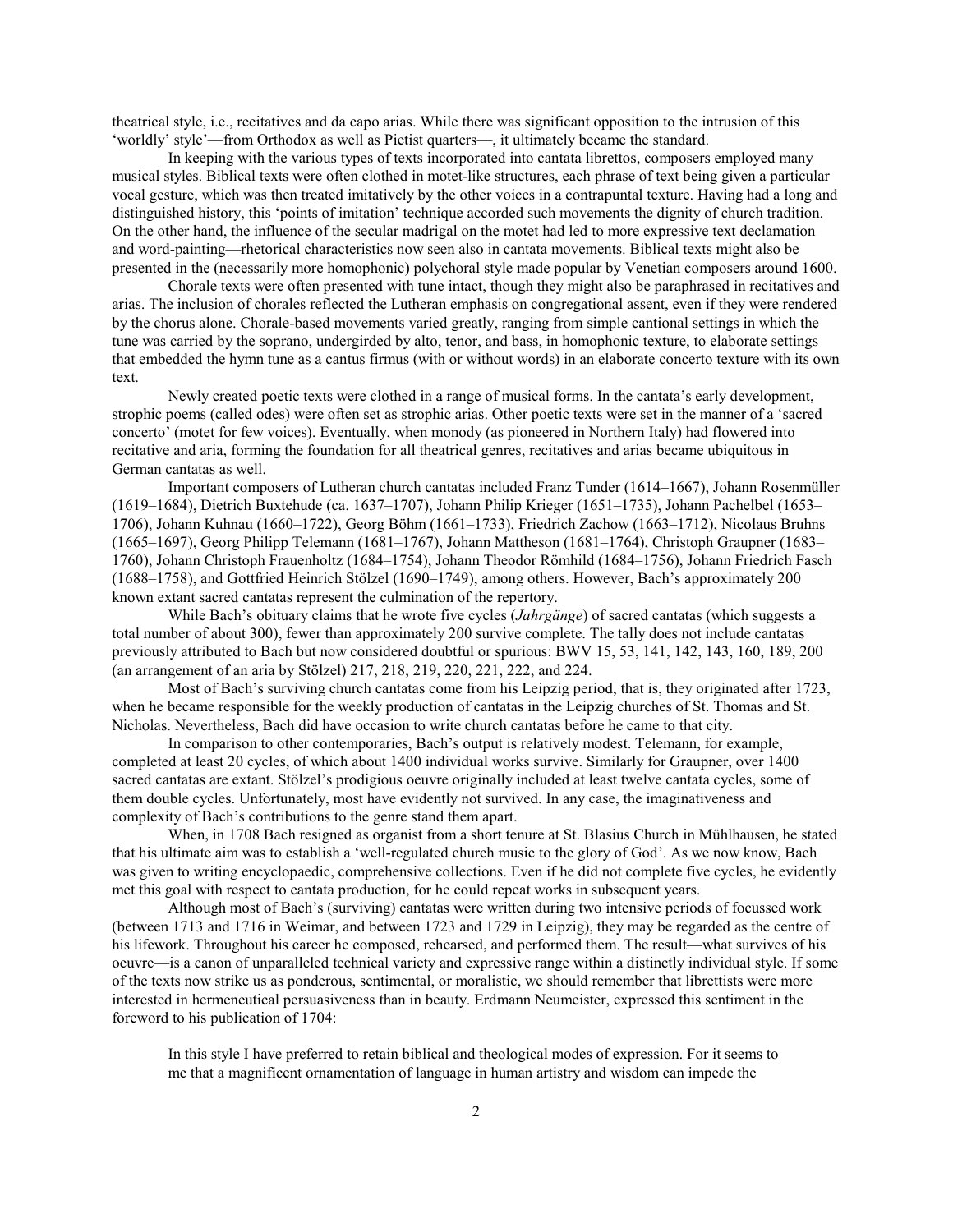theatrical style, i.e., recitatives and da capo arias. While there was significant opposition to the intrusion of this 'worldly' style'—from Orthodox as well as Pietist quarters—, it ultimately became the standard.

In keeping with the various types of texts incorporated into cantata librettos, composers employed many musical styles. Biblical texts were often clothed in motet-like structures, each phrase of text being given a particular vocal gesture, which was then treated imitatively by the other voices in a contrapuntal texture. Having had a long and distinguished history, this 'points of imitation' technique accorded such movements the dignity of church tradition. On the other hand, the influence of the secular madrigal on the motet had led to more expressive text declamation and word-painting—rhetorical characteristics now seen also in cantata movements. Biblical texts might also be presented in the (necessarily more homophonic) polychoral style made popular by Venetian composers around 1600.

Chorale texts were often presented with tune intact, though they might also be paraphrased in recitatives and arias. The inclusion of chorales reflected the Lutheran emphasis on congregational assent, even if they were rendered by the chorus alone. Chorale-based movements varied greatly, ranging from simple cantional settings in which the tune was carried by the soprano, undergirded by alto, tenor, and bass, in homophonic texture, to elaborate settings that embedded the hymn tune as a cantus firmus (with or without words) in an elaborate concerto texture with its own text.

Newly created poetic texts were clothed in a range of musical forms. In the cantata's early development, strophic poems (called odes) were often set as strophic arias. Other poetic texts were set in the manner of a 'sacred concerto' (motet for few voices). Eventually, when monody (as pioneered in Northern Italy) had flowered into recitative and aria, forming the foundation for all theatrical genres, recitatives and arias became ubiquitous in German cantatas as well.

Important composers of Lutheran church cantatas included Franz Tunder (1614–1667), Johann Rosenmüller (1619–1684), Dietrich Buxtehude (ca. 1637–1707), Johann Philip Krieger (1651–1735), Johann Pachelbel (1653–1706), Johann Kuhnau (1660–1722), Georg Böhm (1661–1733), Friedrich Zachow (1663–1712), Nicolaus Bruhns (1665–1697), Georg Philipp Telemann (1681–1767), Johann Mattheson (1681–1764), Christoph Graupner (1683–1760), Johann Christoph Frauenholtz (1684–1754), Johann Theodor Römhild (1684–1756), Johann Friedrich Fasch (1688–1758), and Gottfried Heinrich Stölzel (1690–1749), among others. However, Bach's approximately 200 known extant sacred cantatas represent the culmination of the repertory.

While Bach's obituary claims that he wrote five cycles (*Jahrgänge*) of sacred cantatas (which suggests a total number of about 300), fewer than approximately 200 survive complete. The tally does not include cantatas previously attributed to Bach but now considered doubtful or spurious: BWV 15, 53, 141, 142, 143, 160, 189, 200 (an arrangement of an aria by Stölzel) 217, 218, 219, 220, 221, 222, and 224.

Most of Bach's surviving church cantatas come from his Leipzig period, that is, they originated after 1723, when he became responsible for the weekly production of cantatas in the Leipzig churches of St. Thomas and St. Nicholas. Nevertheless, Bach did have occasion to write church cantatas before he came to that city.

In comparison to other contemporaries, Bach's output is relatively modest. Telemann, for example, completed at least 20 cycles, of which about 1400 individual works survive. Similarly for Graupner, over 1400 sacred cantatas are extant. Stölzel's prodigious oeuvre originally included at least twelve cantata cycles, some of them double cycles. Unfortunately, most have evidently not survived. In any case, the imaginativeness and complexity of Bach's contributions to the genre stand them apart.

When, in 1708 Bach resigned as organist from a short tenure at St. Blasius Church in Mühlhausen, he stated that his ultimate aim was to establish a 'well-regulated church music to the glory of God'. As we now know, Bach was given to writing encyclopaedic, comprehensive collections. Even if he did not complete five cycles, he evidently met this goal with respect to cantata production, for he could repeat works in subsequent years.

Although most of Bach's (surviving) cantatas were written during two intensive periods of focussed work (between 1713 and 1716 in Weimar, and between 1723 and 1729 in Leipzig), they may be regarded as the centre of his lifework. Throughout his career he composed, rehearsed, and performed them. The result—what survives of his oeuvre—is a canon of unparalleled technical variety and expressive range within a distinctly individual style. If some of the texts now strike us as ponderous, sentimental, or moralistic, we should remember that librettists were more interested in hermeneutical persuasiveness than in beauty. Erdmann Neumeister, expressed this sentiment in the foreword to his publication of 1704:

> In this style I have preferred to retain biblical and theological modes of expression. For it seems to me that a magnificent ornamentation of language in human artistry and wisdom can impede the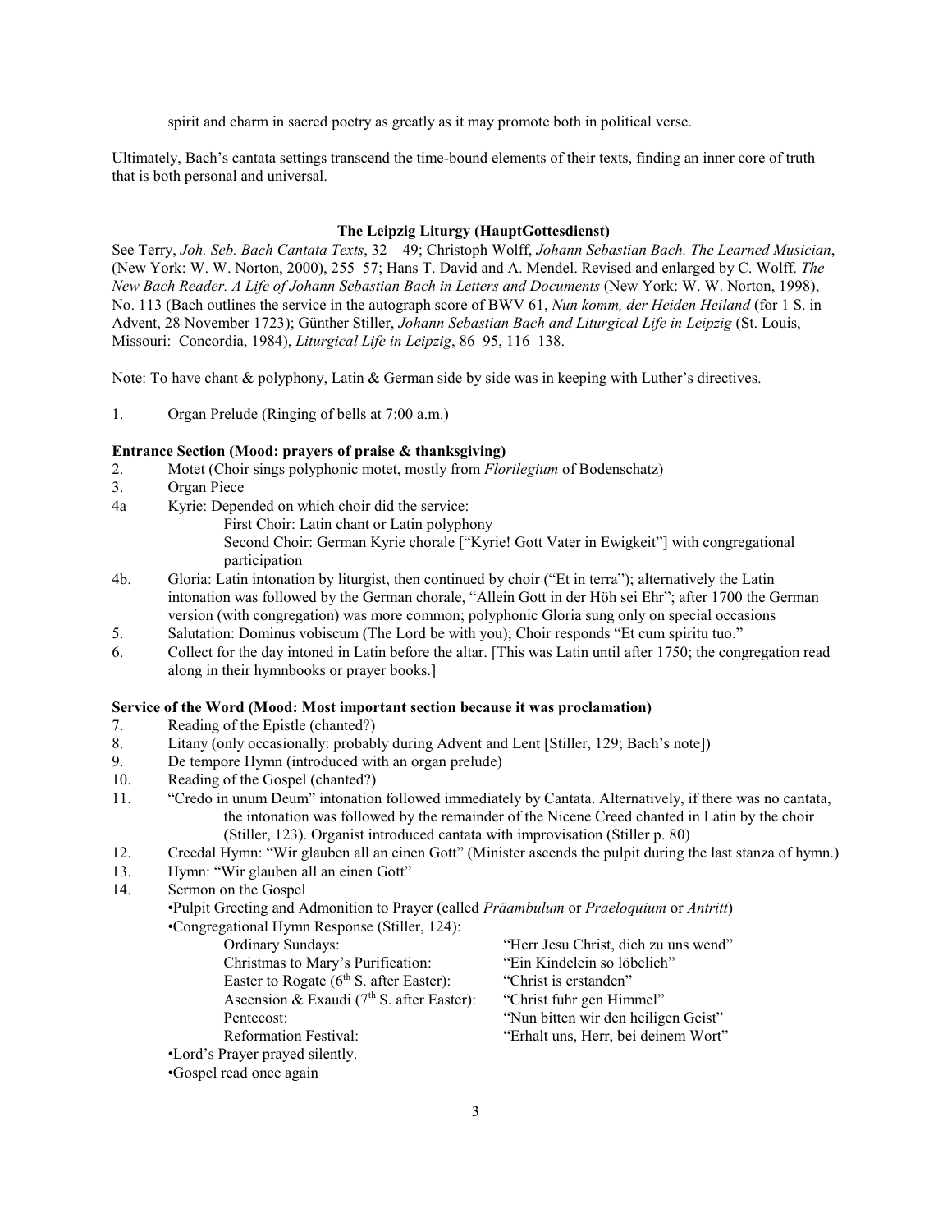spirit and charm in sacred poetry as greatly as it may promote both in political verse.

Ultimately, Bach's cantata settings transcend the time-bound elements of their texts, finding an inner core of truth that is both personal and universal.

### The Leipzig Liturgy (HauptGottesdienst)

See Terry, *Joh. Seb. Bach Cantata Texts*, 32—49; Christoph Wolff, *Johann Sebastian Bach. The Learned Musician*, (New York: W. W. Norton, 2000), 255–57; Hans T. David and A. Mendel. Revised and enlarged by C. Wolff. *The New Bach Reader. A Life of Johann Sebastian Bach in Letters and Documents* (New York: W. W. Norton, 1998), No. 113 (Bach outlines the service in the autograph score of BWV 61, *Nun komm, der Heiden Heiland* (for 1 S. in Advent, 28 November 1723); Günther Stiller, *Johann Sebastian Bach and Liturgical Life in Leipzig* (St. Louis, Missouri: Concordia, 1984), *Liturgical Life in Leipzig*, 86–95, 116–138.

Note: To have chant & polyphony, Latin & German side by side was in keeping with Luther's directives.

1. Organ Prelude (Ringing of bells at 7:00 a.m.)

**Entrance Section (Mood: prayers of praise & thanksgiving)**

2. Motet (Choir sings polyphonic motet, mostly from *Florilegium* of Bodenschatz)
3. Organ Piece

4a Kyrie: Depended on which choir did the service:
   First Choir: Latin chant or Latin polyphony
   Second Choir: German Kyrie chorale ["Kyrie! Gott Vater in Ewigkeit"] with congregational participation

4b. Gloria: Latin intonation by liturgist, then continued by choir ("Et in terra"); alternatively the Latin intonation was followed by the German chorale, "Allein Gott in der Höh sei Ehr"; after 1700 the German version (with congregation) was more common; polyphonic Gloria sung only on special occasions

5. Salutation: Dominus vobiscum (The Lord be with you); Choir responds "Et cum spiritu tuo."
6. Collect for the day intoned in Latin before the altar. [This was Latin until after 1750; the congregation read along in their hymnbooks or prayer books.]

**Service of the Word (Mood: Most important section because it was proclamation)**

7. Reading of the Epistle (chanted?)
8. Litany (only occasionally: probably during Advent and Lent [Stiller, 129; Bach's note])
9. De tempore Hymn (introduced with an organ prelude)
10. Reading of the Gospel (chanted?)
11. "Credo in unum Deum" intonation followed immediately by Cantata. Alternatively, if there was no cantata, the intonation was followed by the remainder of the Nicene Creed chanted in Latin by the choir (Stiller, 123). Organist introduced cantata with improvisation (Stiller p. 80)
12. Creedal Hymn: "Wir glauben all an einen Gott" (Minister ascends the pulpit during the last stanza of hymn.)
13. Hymn: "Wir glauben all an einen Gott"
14. Sermon on the Gospel
   - Pulpit Greeting and Admonition to Prayer (called *Präambulum* or *Praeloquium* or *Antritt*)
   - Congregational Hymn Response (Stiller, 124):

| | |
|---|---|
| Ordinary Sundays: | "Herr Jesu Christ, dich zu uns wend" |
| Christmas to Mary's Purification: | "Ein Kindelein so löbelich" |
| Easter to Rogate (6th S. after Easter): | "Christ is erstanden" |
| Ascension & Exaudi (7th S. after Easter): | "Christ fuhr gen Himmel" |
| Pentecost: | "Nun bitten wir den heiligen Geist" |
| Reformation Festival: | "Erhalt uns, Herr, bei deinem Wort" |

   - Lord's Prayer prayed silently.
   - Gospel read once again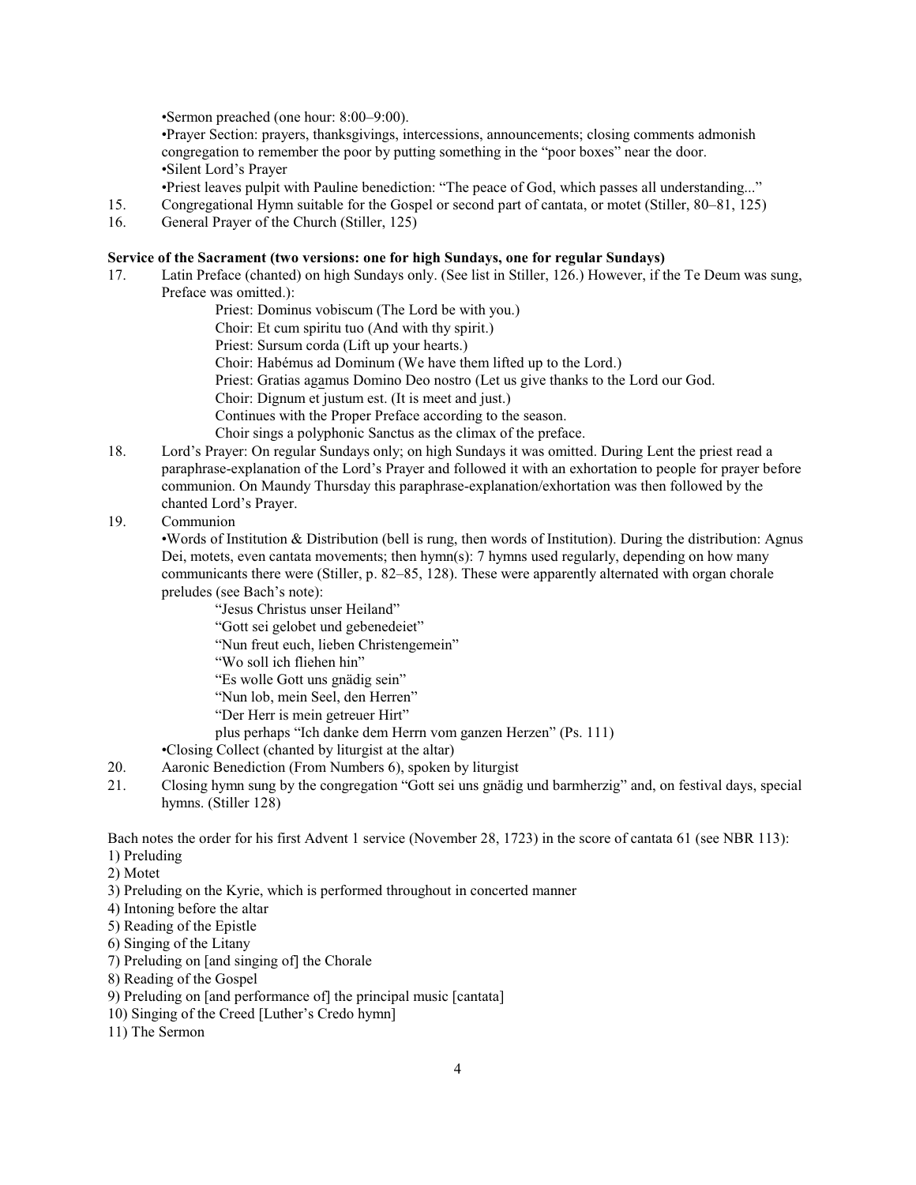- •Sermon preached (one hour: 8:00–9:00).
- •Prayer Section: prayers, thanksgivings, intercessions, announcements; closing comments admonish congregation to remember the poor by putting something in the "poor boxes" near the door.
- •Silent Lord's Prayer
- •Priest leaves pulpit with Pauline benediction: "The peace of God, which passes all understanding..."

15. Congregational Hymn suitable for the Gospel or second part of cantata, or motet (Stiller, 80–81, 125)
16. General Prayer of the Church (Stiller, 125)

**Service of the Sacrament (two versions: one for high Sundays, one for regular Sundays)**

17. Latin Preface (chanted) on high Sundays only. (See list in Stiller, 126.) However, if the Te Deum was sung, Preface was omitted.):

    Priest: Dominus vobiscum (The Lord be with you.)
    Choir: Et cum spiritu tuo (And with thy spirit.)
    Priest: Sursum corda (Lift up your hearts.)
    Choir: Habémus ad Dominum (We have them lifted up to the Lord.)
    Priest: Gratias agamus Domino Deo nostro (Let us give thanks to the Lord our God.
    Choir: Dignum et justum est. (It is meet and just.)
    Continues with the Proper Preface according to the season.
    Choir sings a polyphonic Sanctus as the climax of the preface.

18. Lord's Prayer: On regular Sundays only; on high Sundays it was omitted. During Lent the priest read a paraphrase-explanation of the Lord's Prayer and followed it with an exhortation to people for prayer before communion. On Maundy Thursday this paraphrase-explanation/exhortation was then followed by the chanted Lord's Prayer.
19. Communion

    •Words of Institution & Distribution (bell is rung, then words of Institution). During the distribution: Agnus Dei, motets, even cantata movements; then hymn(s): 7 hymns used regularly, depending on how many communicants there were (Stiller, p. 82–85, 128). These were apparently alternated with organ chorale preludes (see Bach's note):

    "Jesus Christus unser Heiland"
    "Gott sei gelobet und gebenedeiet"
    "Nun freut euch, lieben Christengemein"
    "Wo soll ich fliehen hin"
    "Es wolle Gott uns gnädig sein"
    "Nun lob, mein Seel, den Herren"
    "Der Herr is mein getreuer Hirt"
    plus perhaps "Ich danke dem Herrn vom ganzen Herzen" (Ps. 111)

    •Closing Collect (chanted by liturgist at the altar)
20. Aaronic Benediction (From Numbers 6), spoken by liturgist
21. Closing hymn sung by the congregation "Gott sei uns gnädig und barmherzig" and, on festival days, special hymns. (Stiller 128)

Bach notes the order for his first Advent 1 service (November 28, 1723) in the score of cantata 61 (see NBR 113):

1) Preluding
2) Motet
3) Preluding on the Kyrie, which is performed throughout in concerted manner
4) Intoning before the altar
5) Reading of the Epistle
6) Singing of the Litany
7) Preluding on [and singing of] the Chorale
8) Reading of the Gospel
9) Preluding on [and performance of] the principal music [cantata]
10) Singing of the Creed [Luther's Credo hymn]
11) The Sermon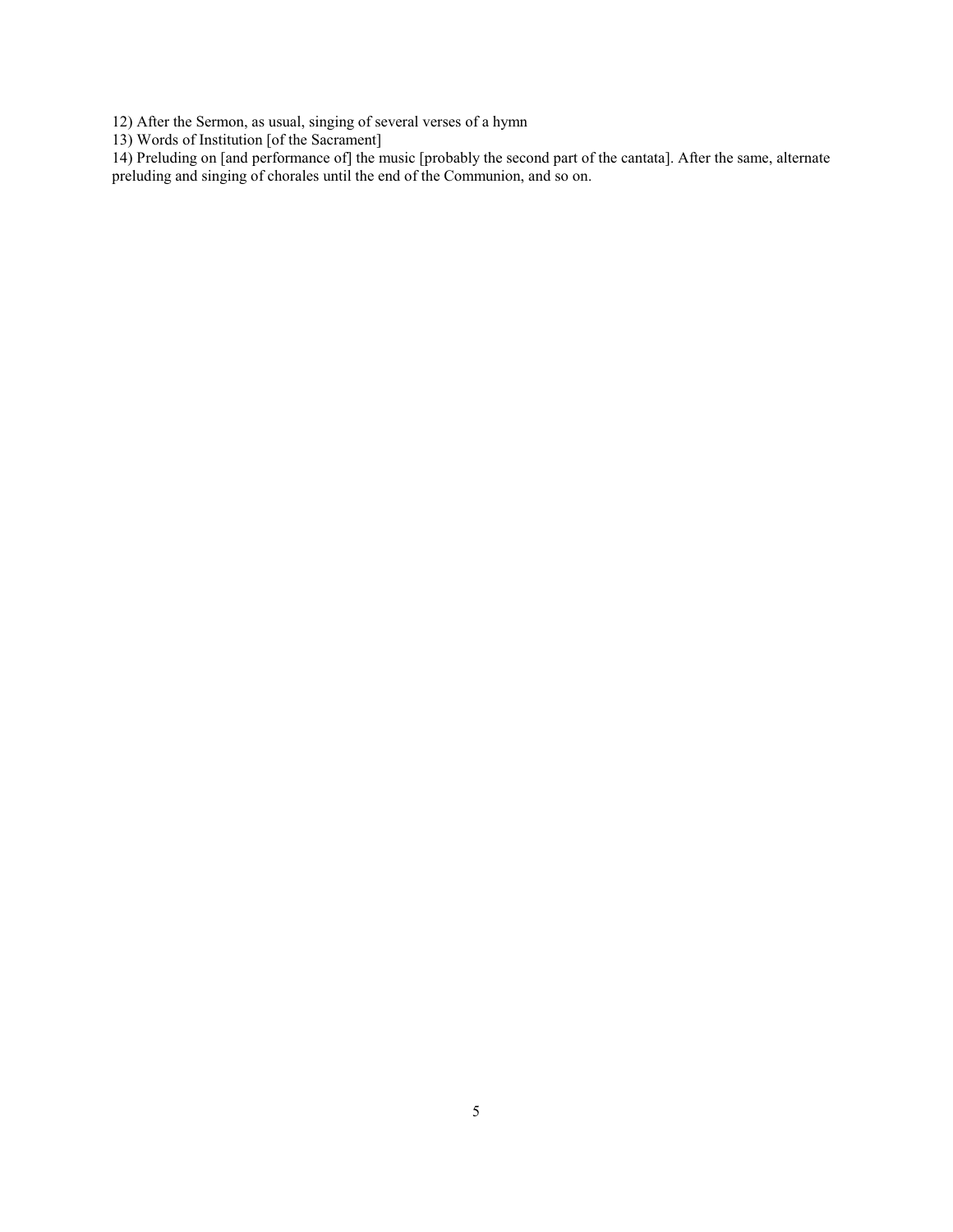12) After the Sermon, as usual, singing of several verses of a hymn

13) Words of Institution [of the Sacrament]

14) Preluding on [and performance of] the music [probably the second part of the cantata]. After the same, alternate preluding and singing of chorales until the end of the Communion, and so on.